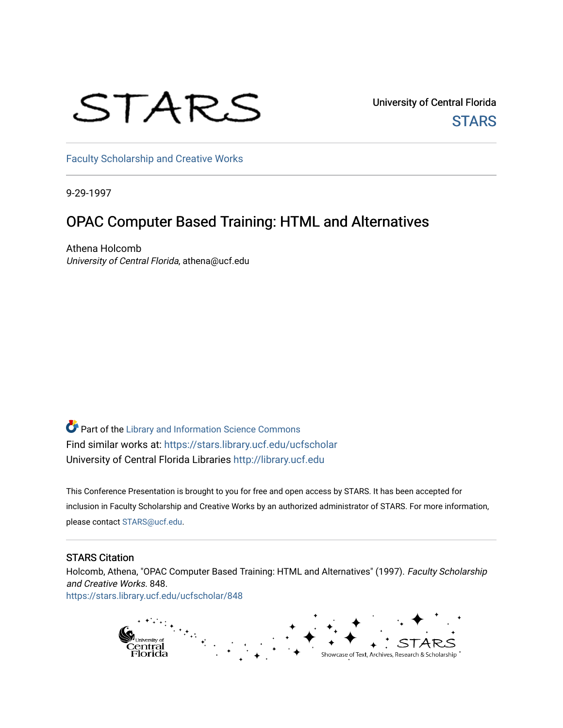STARS

University of Central Florida

STARS

Faculty Scholarship and Creative Works

9-29-1997

# OPAC Computer Based Training: HTML and Alternatives

Athena Holcomb
*University of Central Florida*, athena@ucf.edu

Part of the Library and Information Science Commons
Find similar works at: https://stars.library.ucf.edu/ucfscholar
University of Central Florida Libraries http://library.ucf.edu

This Conference Presentation is brought to you for free and open access by STARS. It has been accepted for inclusion in Faculty Scholarship and Creative Works by an authorized administrator of STARS. For more information, please contact STARS@ucf.edu.

## STARS Citation

Holcomb, Athena, "OPAC Computer Based Training: HTML and Alternatives" (1997). *Faculty Scholarship and Creative Works*. 848.
https://stars.library.ucf.edu/ucfscholar/848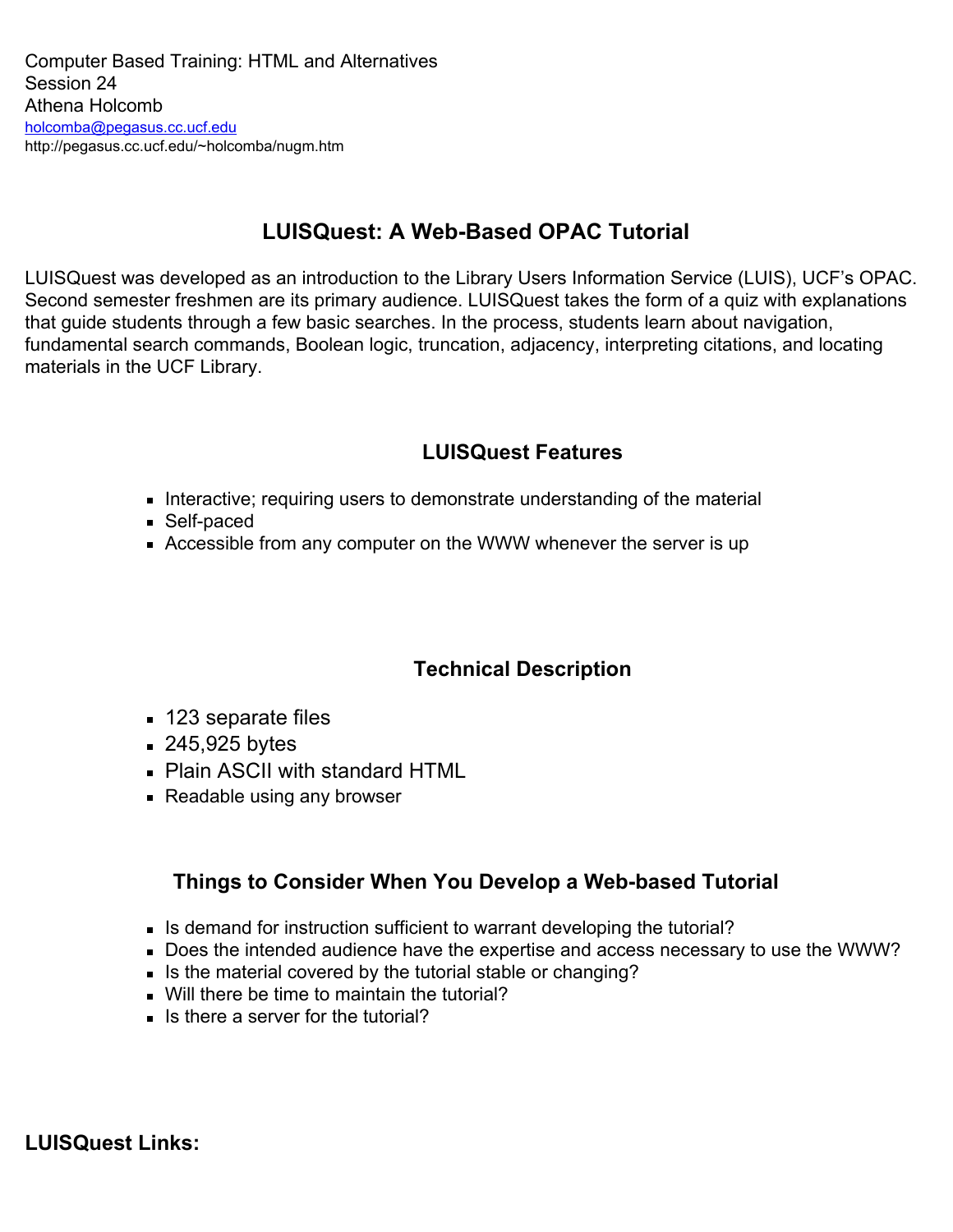Computer Based Training: HTML and Alternatives
Session 24
Athena Holcomb
holcomba@pegasus.cc.ucf.edu
http://pegasus.cc.ucf.edu/~holcomba/nugm.htm

## LUISQuest: A Web-Based OPAC Tutorial

LUISQuest was developed as an introduction to the Library Users Information Service (LUIS), UCF's OPAC. Second semester freshmen are its primary audience. LUISQuest takes the form of a quiz with explanations that guide students through a few basic searches. In the process, students learn about navigation, fundamental search commands, Boolean logic, truncation, adjacency, interpreting citations, and locating materials in the UCF Library.

### LUISQuest Features

- Interactive; requiring users to demonstrate understanding of the material
- Self-paced
- Accessible from any computer on the WWW whenever the server is up

### Technical Description

- 123 separate files
- 245,925 bytes
- Plain ASCII with standard HTML
- Readable using any browser

### Things to Consider When You Develop a Web-based Tutorial

- Is demand for instruction sufficient to warrant developing the tutorial?
- Does the intended audience have the expertise and access necessary to use the WWW?
- Is the material covered by the tutorial stable or changing?
- Will there be time to maintain the tutorial?
- Is there a server for the tutorial?

### LUISQuest Links: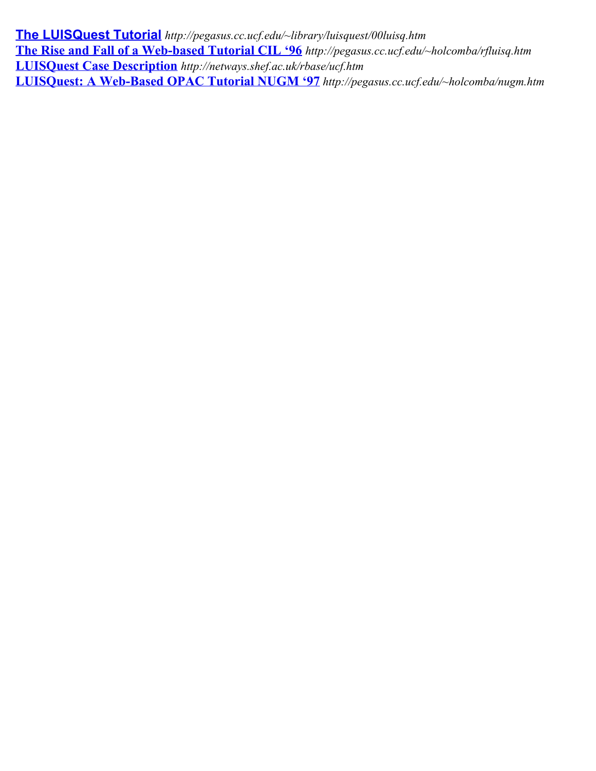**The LUISQuest Tutorial** *http://pegasus.cc.ucf.edu/~library/luisquest/00luisq.htm*
**The Rise and Fall of a Web-based Tutorial CIL '96** *http://pegasus.cc.ucf.edu/~holcomba/rfluisq.htm*
**LUISQuest Case Description** *http://netways.shef.ac.uk/rbase/ucf.htm*
**LUISQuest: A Web-Based OPAC Tutorial NUGM '97** *http://pegasus.cc.ucf.edu/~holcomba/nugm.htm*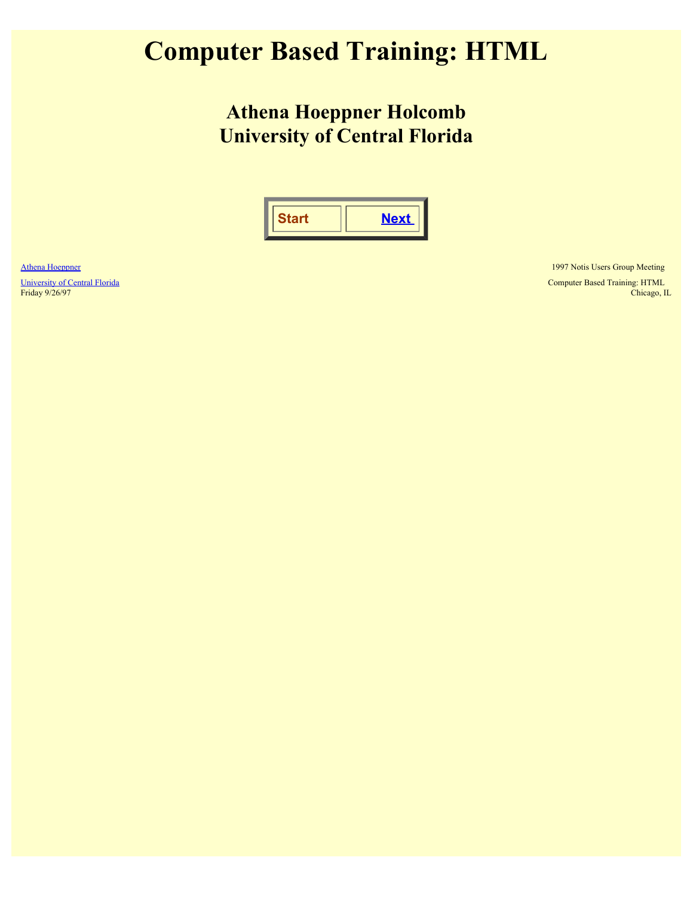# Computer Based Training: HTML

## Athena Hoeppner Holcomb
## University of Central Florida

| Start | Next |
| --- | --- |

Athena Hoeppner
University of Central Florida
Friday 9/26/97

1997 Notis Users Group Meeting
Computer Based Training: HTML
Chicago, IL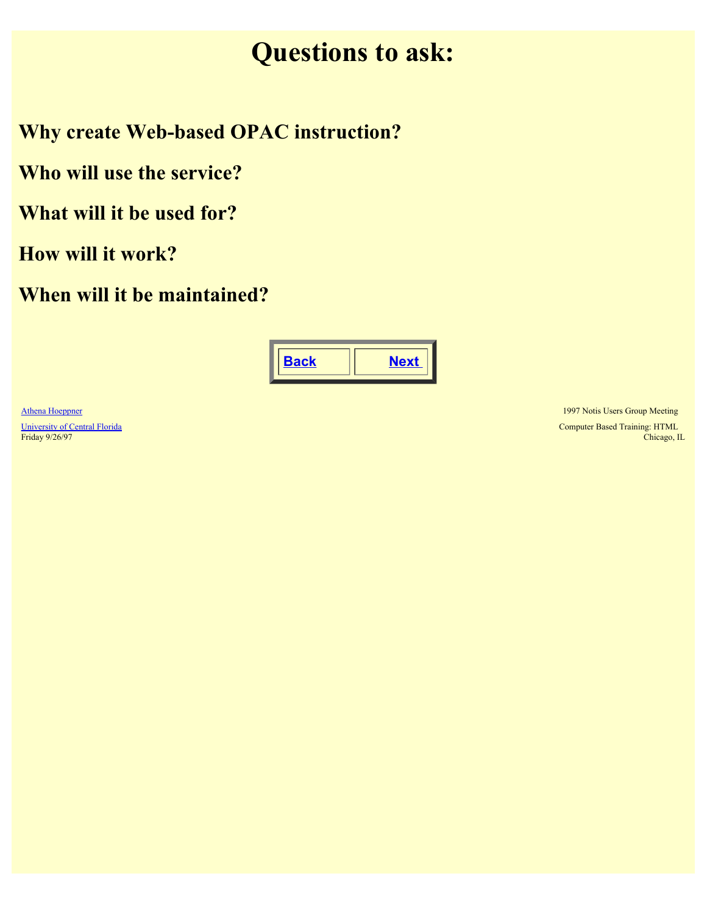# Questions to ask:

## Why create Web-based OPAC instruction?

## Who will use the service?

## What will it be used for?

## How will it work?

## When will it be maintained?

Back | Next

Athena Hoeppner

University of Central Florida
Friday 9/26/97

1997 Notis Users Group Meeting

Computer Based Training: HTML
Chicago, IL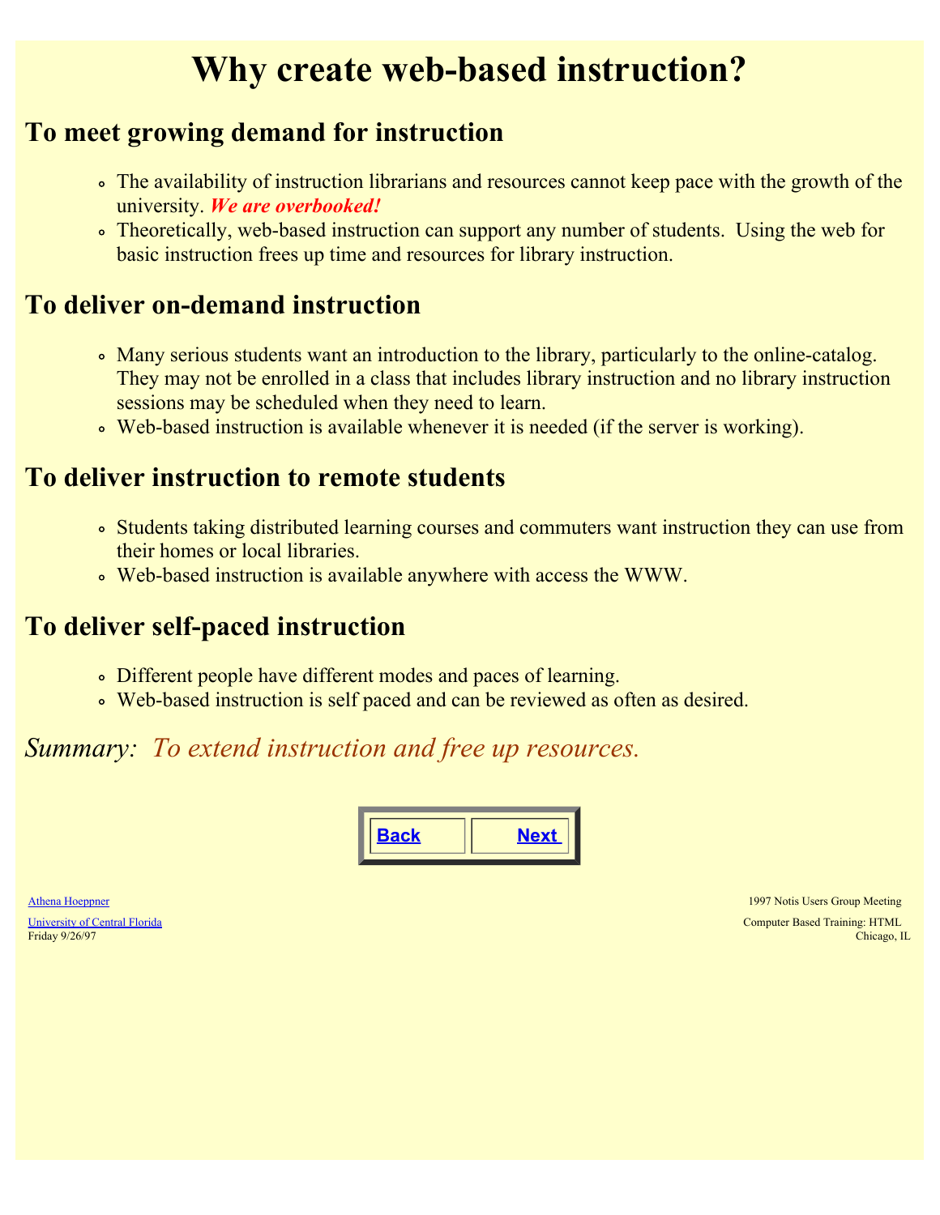# Why create web-based instruction?

## To meet growing demand for instruction

- The availability of instruction librarians and resources cannot keep pace with the growth of the university. ***We are overbooked!***
- Theoretically, web-based instruction can support any number of students. Using the web for basic instruction frees up time and resources for library instruction.

## To deliver on-demand instruction

- Many serious students want an introduction to the library, particularly to the online-catalog. They may not be enrolled in a class that includes library instruction and no library instruction sessions may be scheduled when they need to learn.
- Web-based instruction is available whenever it is needed (if the server is working).

## To deliver instruction to remote students

- Students taking distributed learning courses and commuters want instruction they can use from their homes or local libraries.
- Web-based instruction is available anywhere with access the WWW.

## To deliver self-paced instruction

- Different people have different modes and paces of learning.
- Web-based instruction is self paced and can be reviewed as often as desired.

*Summary: To extend instruction and free up resources.*

| Back | Next |
|---|---|

Athena Hoeppner
University of Central Florida
Friday 9/26/97

1997 Notis Users Group Meeting
Computer Based Training: HTML
Chicago, IL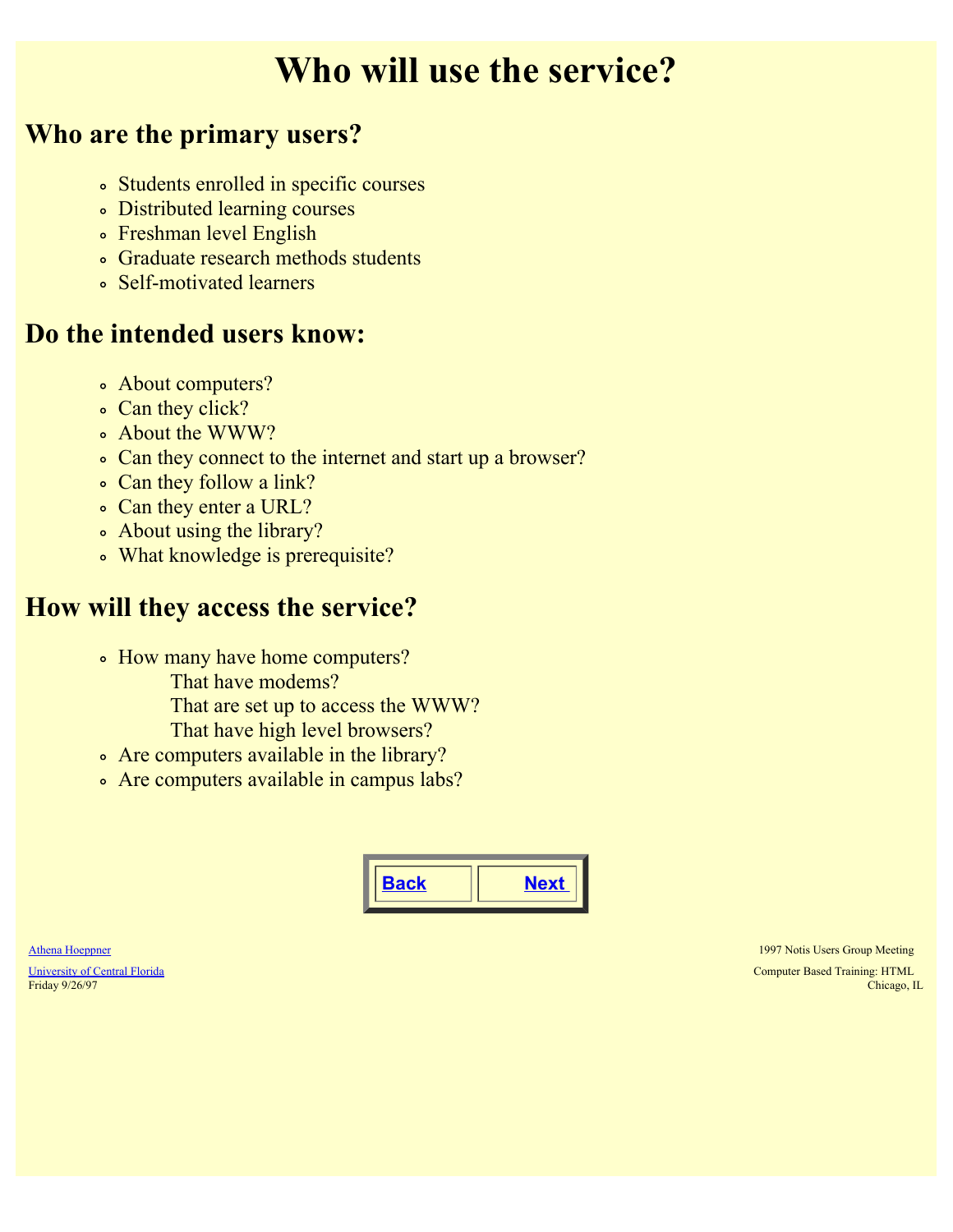# Who will use the service?

## Who are the primary users?

- Students enrolled in specific courses
- Distributed learning courses
- Freshman level English
- Graduate research methods students
- Self-motivated learners

## Do the intended users know:

- About computers?
- Can they click?
- About the WWW?
- Can they connect to the internet and start up a browser?
- Can they follow a link?
- Can they enter a URL?
- About using the library?
- What knowledge is prerequisite?

## How will they access the service?

- How many have home computers?
  - That have modems?
  - That are set up to access the WWW?
  - That have high level browsers?
- Are computers available in the library?
- Are computers available in campus labs?

| Back | Next |
|---|---|

Athena Hoeppner
University of Central Florida
Friday 9/26/97

1997 Notis Users Group Meeting
Computer Based Training: HTML
Chicago, IL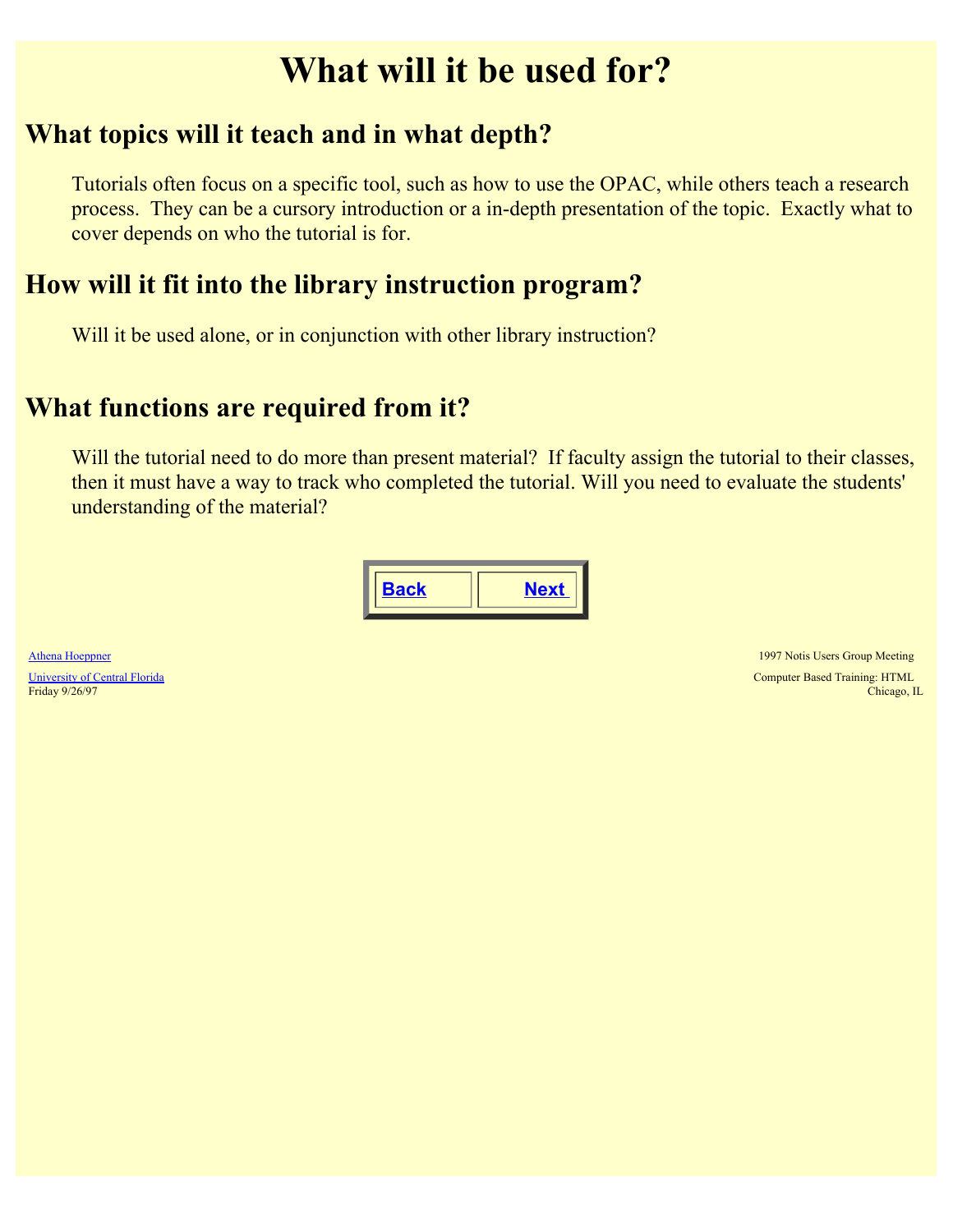# What will it be used for?

## What topics will it teach and in what depth?

Tutorials often focus on a specific tool, such as how to use the OPAC, while others teach a research process. They can be a cursory introduction or a in-depth presentation of the topic. Exactly what to cover depends on who the tutorial is for.

## How will it fit into the library instruction program?

Will it be used alone, or in conjunction with other library instruction?

## What functions are required from it?

Will the tutorial need to do more than present material? If faculty assign the tutorial to their classes, then it must have a way to track who completed the tutorial. Will you need to evaluate the students' understanding of the material?

| Back | Next |
|---|---|

Athena Hoeppner
University of Central Florida
Friday 9/26/97

1997 Notis Users Group Meeting
Computer Based Training: HTML
Chicago, IL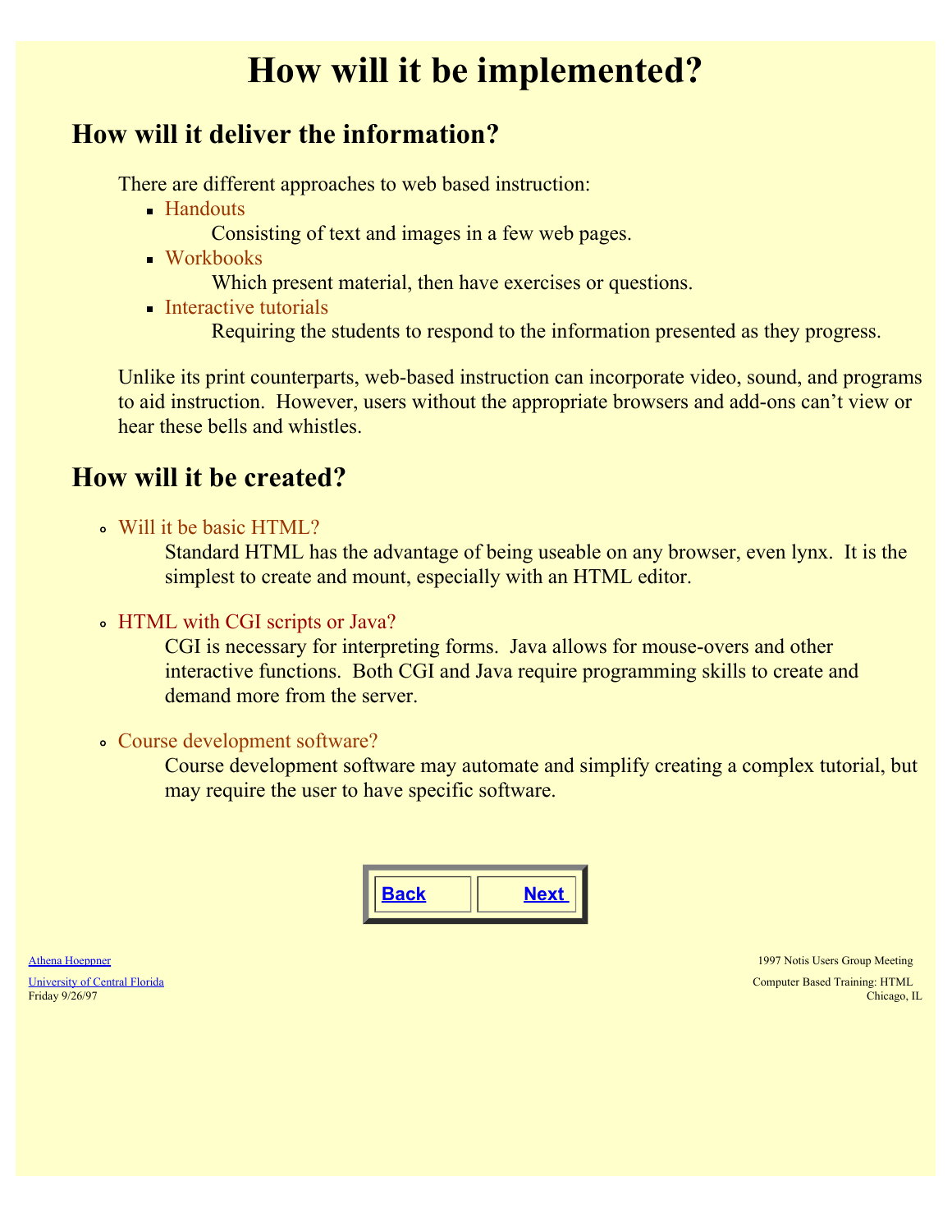# How will it be implemented?

## How will it deliver the information?

There are different approaches to web based instruction:

- Handouts
  
  Consisting of text and images in a few web pages.
- Workbooks
  
  Which present material, then have exercises or questions.
- Interactive tutorials
  
  Requiring the students to respond to the information presented as they progress.

Unlike its print counterparts, web-based instruction can incorporate video, sound, and programs to aid instruction. However, users without the appropriate browsers and add-ons can't view or hear these bells and whistles.

## How will it be created?

- Will it be basic HTML?
  
  Standard HTML has the advantage of being useable on any browser, even lynx. It is the simplest to create and mount, especially with an HTML editor.

- HTML with CGI scripts or Java?
  
  CGI is necessary for interpreting forms. Java allows for mouse-overs and other interactive functions. Both CGI and Java require programming skills to create and demand more from the server.

- Course development software?
  
  Course development software may automate and simplify creating a complex tutorial, but may require the user to have specific software.

| Back | Next |
|---|---|

Athena Hoeppner
University of Central Florida
Friday 9/26/97

1997 Notis Users Group Meeting
Computer Based Training: HTML
Chicago, IL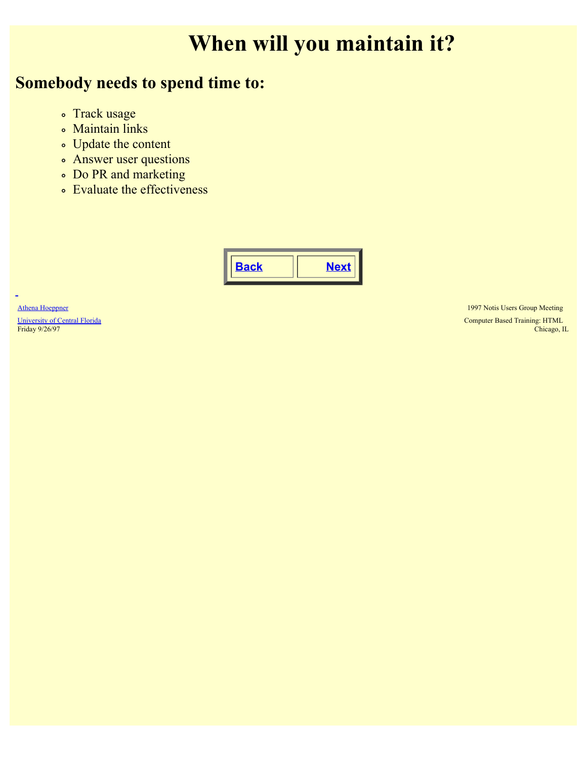# When will you maintain it?

## Somebody needs to spend time to:

- Track usage
- Maintain links
- Update the content
- Answer user questions
- Do PR and marketing
- Evaluate the effectiveness

| Back | Next |
|---|---|

Athena Hoeppner
University of Central Florida
Friday 9/26/97

1997 Notis Users Group Meeting
Computer Based Training: HTML
Chicago, IL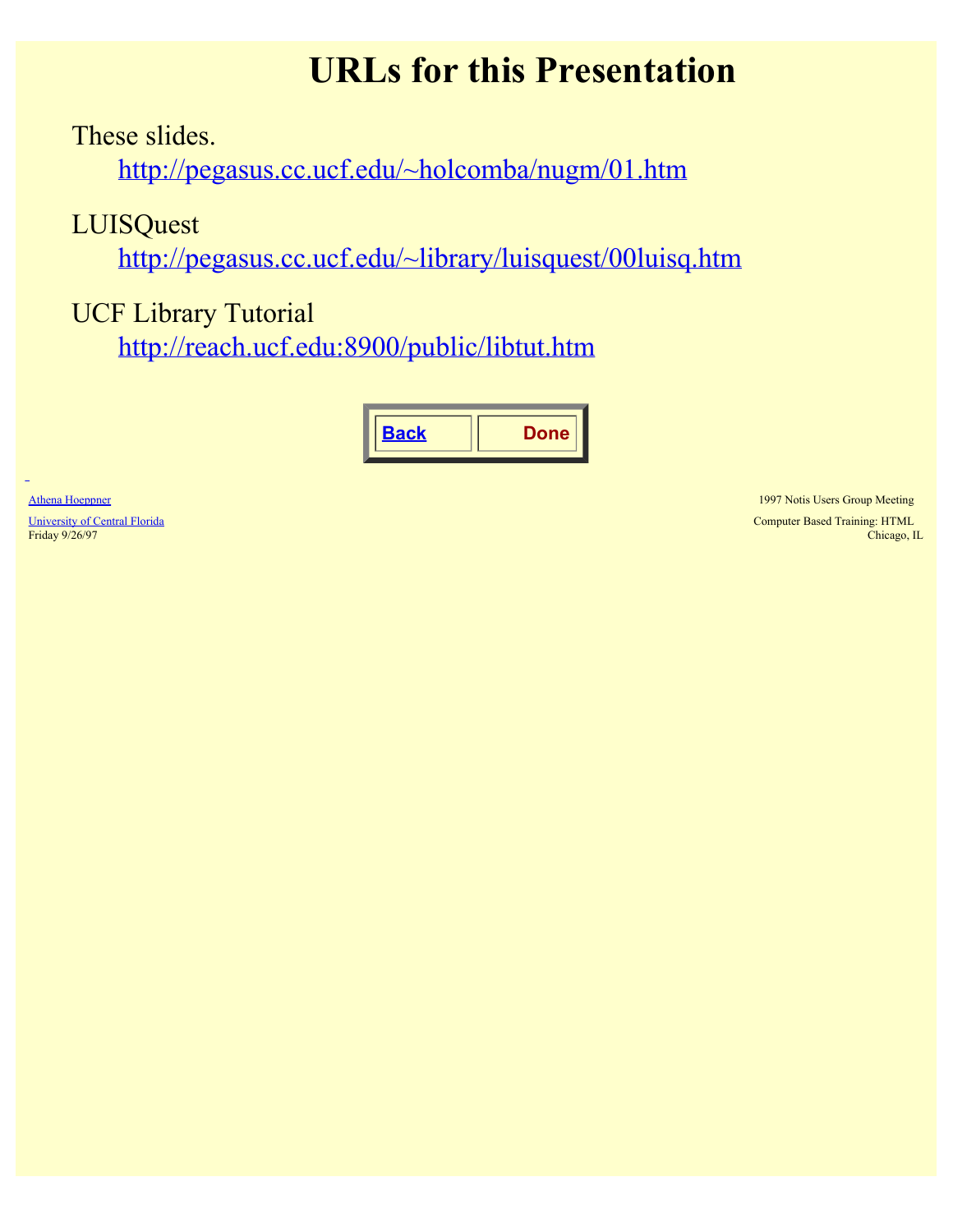# URLs for this Presentation

These slides.

http://pegasus.cc.ucf.edu/~holcomba/nugm/01.htm

LUISQuest

http://pegasus.cc.ucf.edu/~library/luisquest/00luisq.htm

UCF Library Tutorial

http://reach.ucf.edu:8900/public/libtut.htm

| Back | Done |
|---|---|

Athena Hoeppner
University of Central Florida
Friday 9/26/97

1997 Notis Users Group Meeting
Computer Based Training: HTML
Chicago, IL